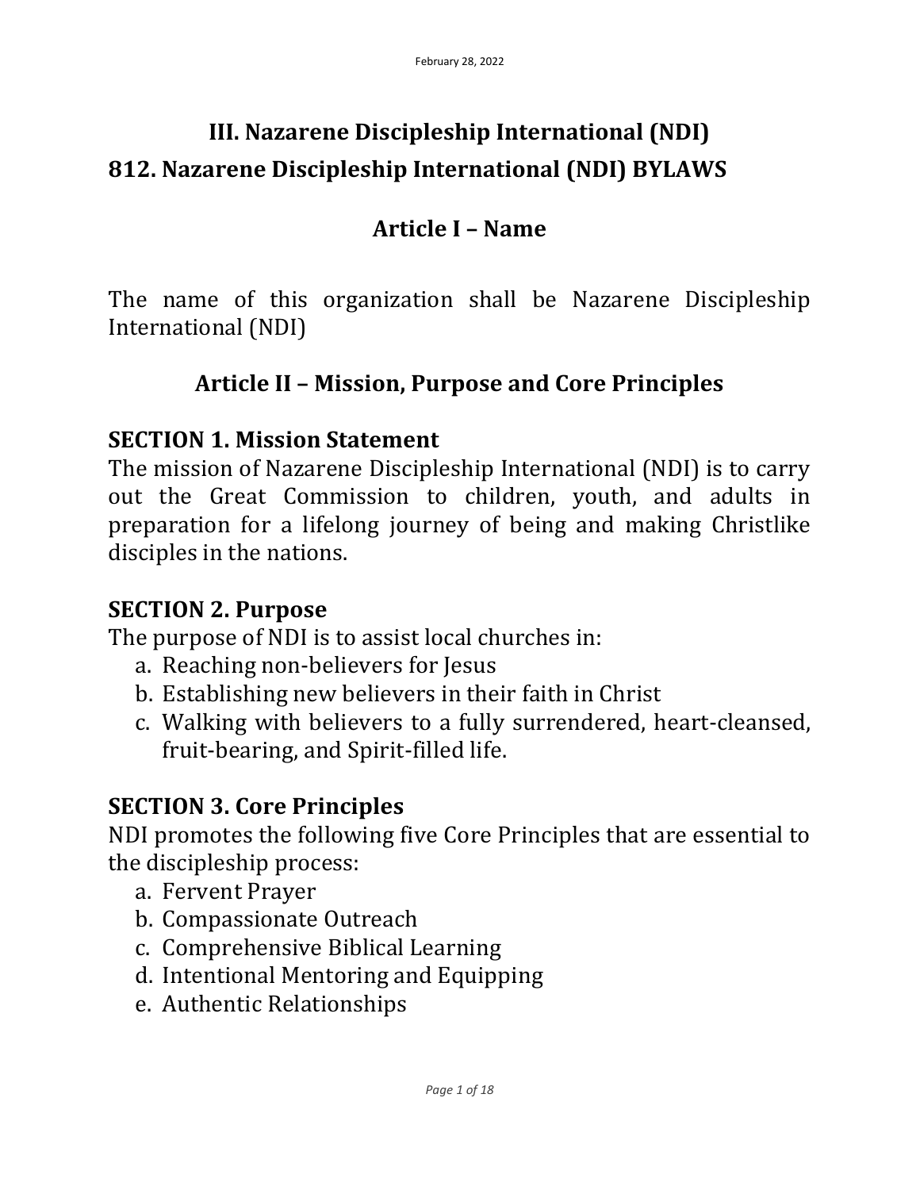# III. Nazarene Discipleship International (NDI)

# 812. Nazarene Discipleship International (NDI) BYLAWS

## Article I – Name

The name of this organization shall be Nazarene Discipleship International (NDI)

## Article II – Mission, Purpose and Core Principles

### SECTION 1. Mission Statement

The mission of Nazarene Discipleship International (NDI) is to carry out the Great Commission to children, youth, and adults in preparation for a lifelong journey of being and making Christlike disciples in the nations.

### SECTION 2. Purpose

The purpose of NDI is to assist local churches in:

a. Reaching non-believers for Jesus
b. Establishing new believers in their faith in Christ
c. Walking with believers to a fully surrendered, heart-cleansed, fruit-bearing, and Spirit-filled life.

### SECTION 3. Core Principles

NDI promotes the following five Core Principles that are essential to the discipleship process:

a. Fervent Prayer
b. Compassionate Outreach
c. Comprehensive Biblical Learning
d. Intentional Mentoring and Equipping
e. Authentic Relationships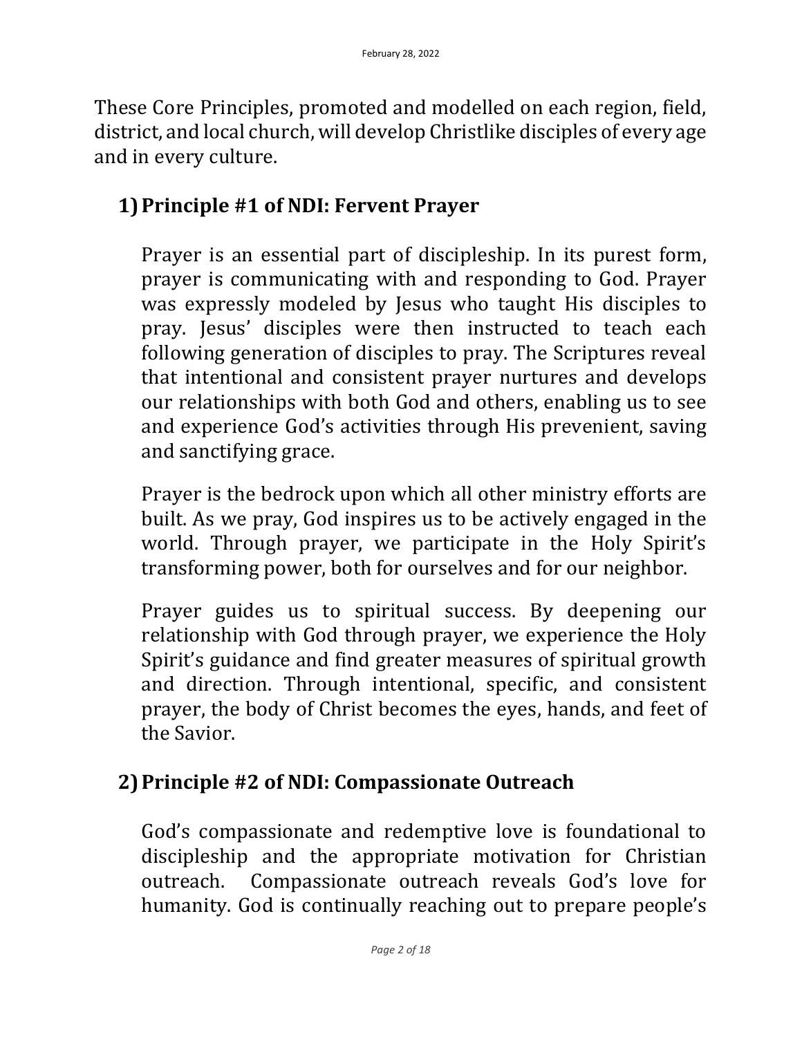These Core Principles, promoted and modelled on each region, field, district, and local church, will develop Christlike disciples of every age and in every culture.

## 1) Principle #1 of NDI: Fervent Prayer

Prayer is an essential part of discipleship. In its purest form, prayer is communicating with and responding to God. Prayer was expressly modeled by Jesus who taught His disciples to pray. Jesus' disciples were then instructed to teach each following generation of disciples to pray. The Scriptures reveal that intentional and consistent prayer nurtures and develops our relationships with both God and others, enabling us to see and experience God's activities through His prevenient, saving and sanctifying grace.

Prayer is the bedrock upon which all other ministry efforts are built. As we pray, God inspires us to be actively engaged in the world. Through prayer, we participate in the Holy Spirit's transforming power, both for ourselves and for our neighbor.

Prayer guides us to spiritual success. By deepening our relationship with God through prayer, we experience the Holy Spirit's guidance and find greater measures of spiritual growth and direction. Through intentional, specific, and consistent prayer, the body of Christ becomes the eyes, hands, and feet of the Savior.

## 2) Principle #2 of NDI: Compassionate Outreach

God's compassionate and redemptive love is foundational to discipleship and the appropriate motivation for Christian outreach. Compassionate outreach reveals God's love for humanity. God is continually reaching out to prepare people's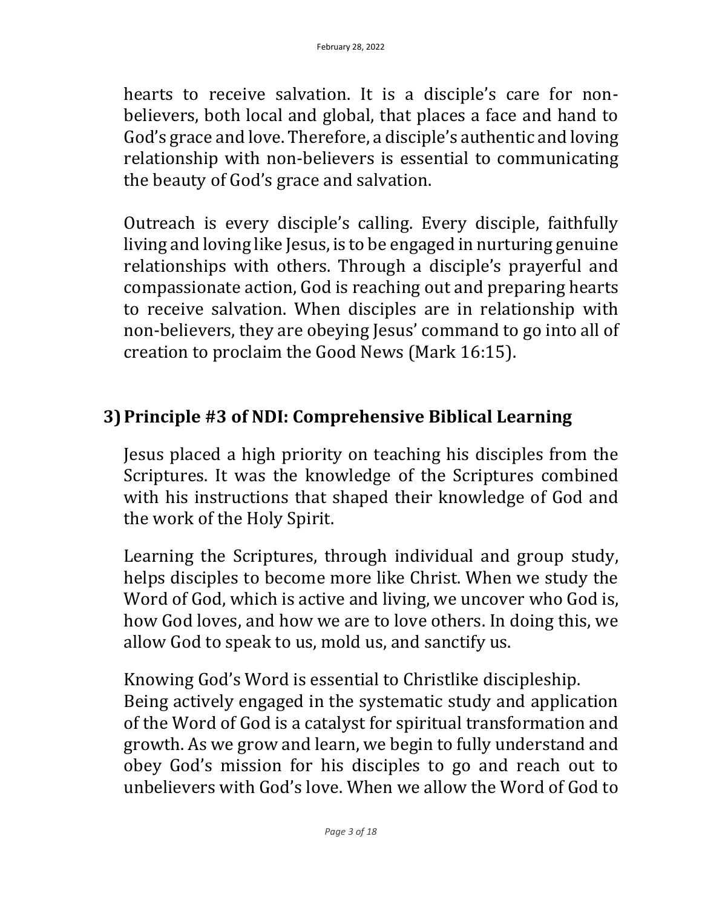hearts to receive salvation. It is a disciple's care for non-believers, both local and global, that places a face and hand to God's grace and love. Therefore, a disciple's authentic and loving relationship with non-believers is essential to communicating the beauty of God's grace and salvation.

Outreach is every disciple's calling. Every disciple, faithfully living and loving like Jesus, is to be engaged in nurturing genuine relationships with others. Through a disciple's prayerful and compassionate action, God is reaching out and preparing hearts to receive salvation. When disciples are in relationship with non-believers, they are obeying Jesus' command to go into all of creation to proclaim the Good News (Mark 16:15).

## 3) Principle #3 of NDI: Comprehensive Biblical Learning

Jesus placed a high priority on teaching his disciples from the Scriptures. It was the knowledge of the Scriptures combined with his instructions that shaped their knowledge of God and the work of the Holy Spirit.

Learning the Scriptures, through individual and group study, helps disciples to become more like Christ. When we study the Word of God, which is active and living, we uncover who God is, how God loves, and how we are to love others. In doing this, we allow God to speak to us, mold us, and sanctify us.

Knowing God's Word is essential to Christlike discipleship. Being actively engaged in the systematic study and application of the Word of God is a catalyst for spiritual transformation and growth. As we grow and learn, we begin to fully understand and obey God's mission for his disciples to go and reach out to unbelievers with God's love. When we allow the Word of God to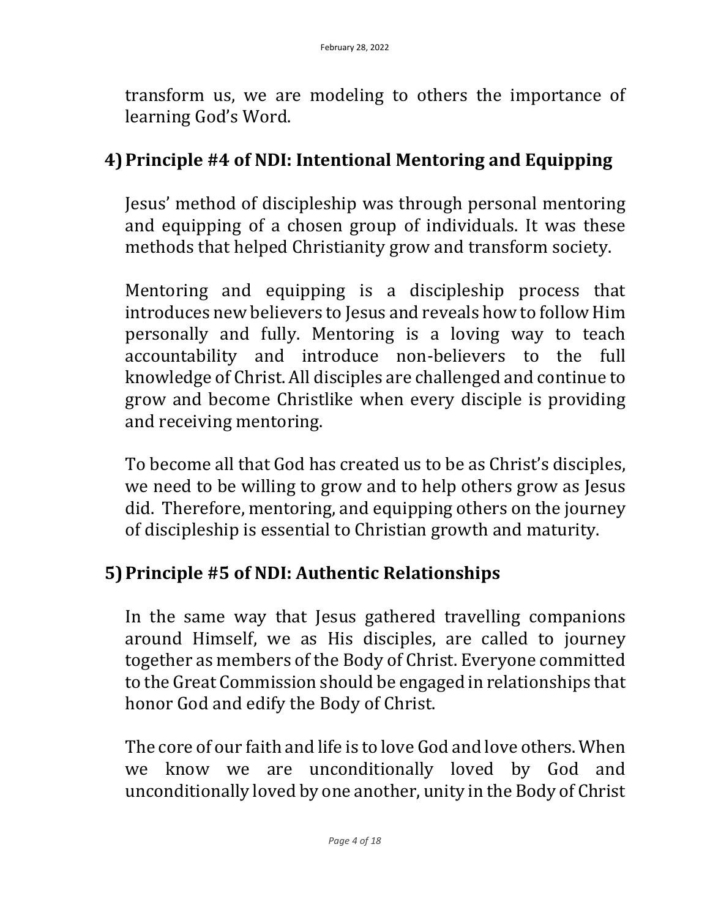transform us, we are modeling to others the importance of learning God's Word.

## 4) Principle #4 of NDI: Intentional Mentoring and Equipping

Jesus' method of discipleship was through personal mentoring and equipping of a chosen group of individuals. It was these methods that helped Christianity grow and transform society.

Mentoring and equipping is a discipleship process that introduces new believers to Jesus and reveals how to follow Him personally and fully. Mentoring is a loving way to teach accountability and introduce non-believers to the full knowledge of Christ. All disciples are challenged and continue to grow and become Christlike when every disciple is providing and receiving mentoring.

To become all that God has created us to be as Christ's disciples, we need to be willing to grow and to help others grow as Jesus did. Therefore, mentoring, and equipping others on the journey of discipleship is essential to Christian growth and maturity.

## 5) Principle #5 of NDI: Authentic Relationships

In the same way that Jesus gathered travelling companions around Himself, we as His disciples, are called to journey together as members of the Body of Christ. Everyone committed to the Great Commission should be engaged in relationships that honor God and edify the Body of Christ.

The core of our faith and life is to love God and love others. When we know we are unconditionally loved by God and unconditionally loved by one another, unity in the Body of Christ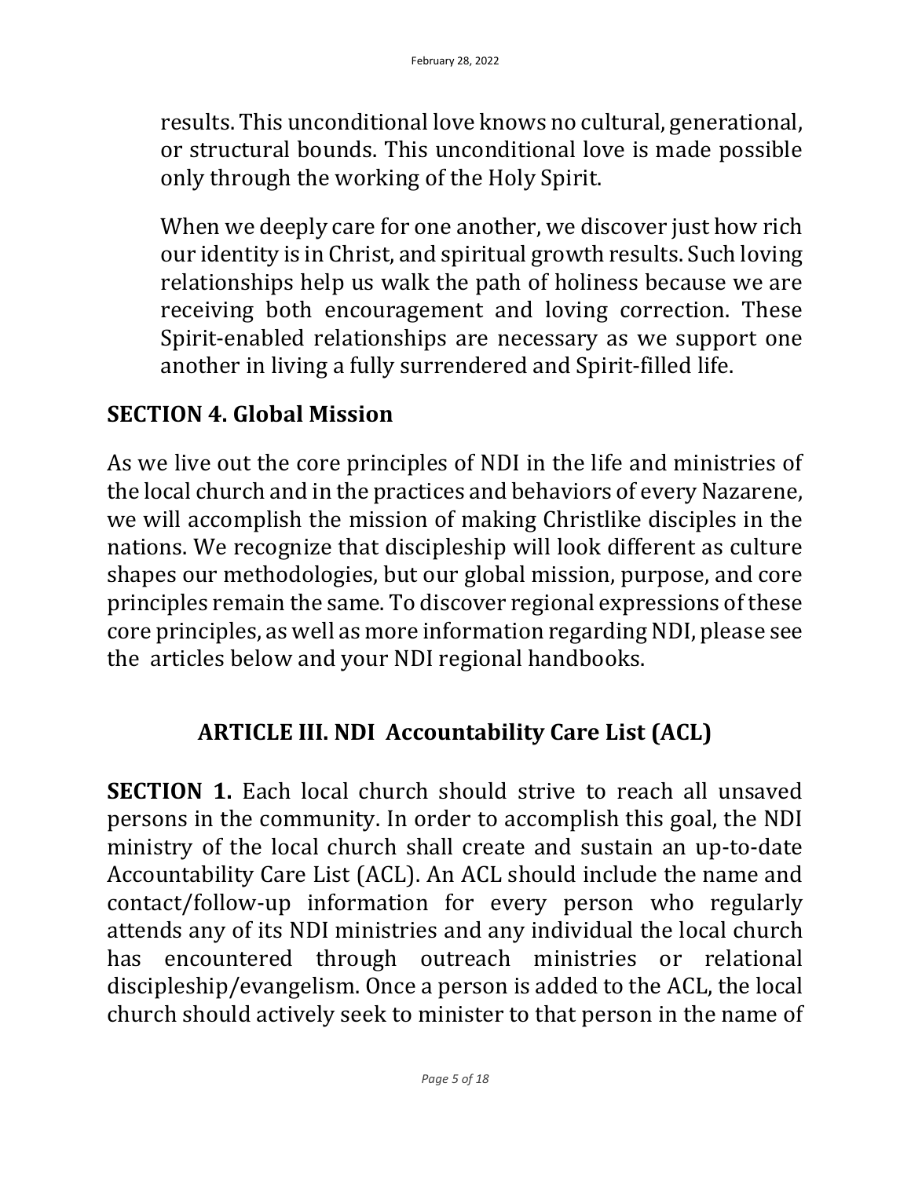results. This unconditional love knows no cultural, generational, or structural bounds. This unconditional love is made possible only through the working of the Holy Spirit.

When we deeply care for one another, we discover just how rich our identity is in Christ, and spiritual growth results. Such loving relationships help us walk the path of holiness because we are receiving both encouragement and loving correction. These Spirit-enabled relationships are necessary as we support one another in living a fully surrendered and Spirit-filled life.

## SECTION 4. Global Mission

As we live out the core principles of NDI in the life and ministries of the local church and in the practices and behaviors of every Nazarene, we will accomplish the mission of making Christlike disciples in the nations. We recognize that discipleship will look different as culture shapes our methodologies, but our global mission, purpose, and core principles remain the same. To discover regional expressions of these core principles, as well as more information regarding NDI, please see the articles below and your NDI regional handbooks.

# ARTICLE III. NDI Accountability Care List (ACL)

**SECTION 1.** Each local church should strive to reach all unsaved persons in the community. In order to accomplish this goal, the NDI ministry of the local church shall create and sustain an up-to-date Accountability Care List (ACL). An ACL should include the name and contact/follow-up information for every person who regularly attends any of its NDI ministries and any individual the local church has encountered through outreach ministries or relational discipleship/evangelism. Once a person is added to the ACL, the local church should actively seek to minister to that person in the name of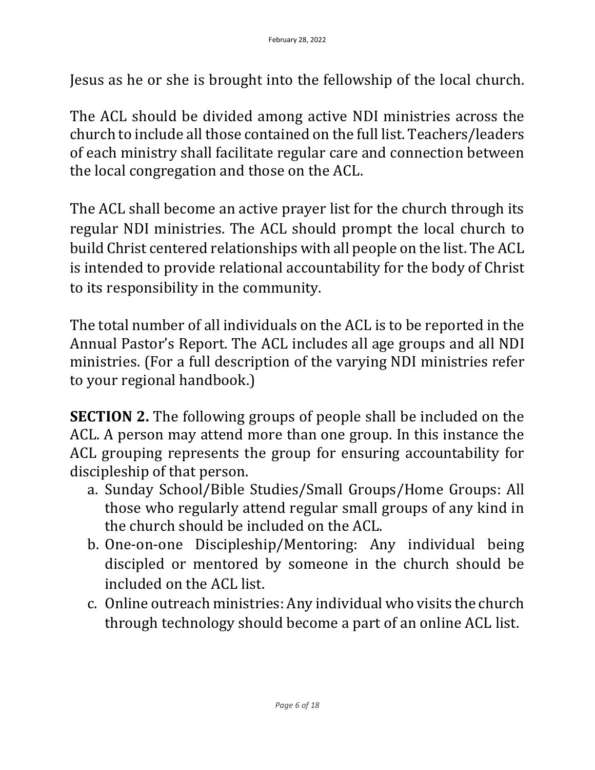Jesus as he or she is brought into the fellowship of the local church.

The ACL should be divided among active NDI ministries across the church to include all those contained on the full list. Teachers/leaders of each ministry shall facilitate regular care and connection between the local congregation and those on the ACL.

The ACL shall become an active prayer list for the church through its regular NDI ministries. The ACL should prompt the local church to build Christ centered relationships with all people on the list. The ACL is intended to provide relational accountability for the body of Christ to its responsibility in the community.

The total number of all individuals on the ACL is to be reported in the Annual Pastor's Report. The ACL includes all age groups and all NDI ministries. (For a full description of the varying NDI ministries refer to your regional handbook.)

**SECTION 2.** The following groups of people shall be included on the ACL. A person may attend more than one group. In this instance the ACL grouping represents the group for ensuring accountability for discipleship of that person.

a. Sunday School/Bible Studies/Small Groups/Home Groups: All those who regularly attend regular small groups of any kind in the church should be included on the ACL.
b. One-on-one Discipleship/Mentoring: Any individual being discipled or mentored by someone in the church should be included on the ACL list.
c. Online outreach ministries: Any individual who visits the church through technology should become a part of an online ACL list.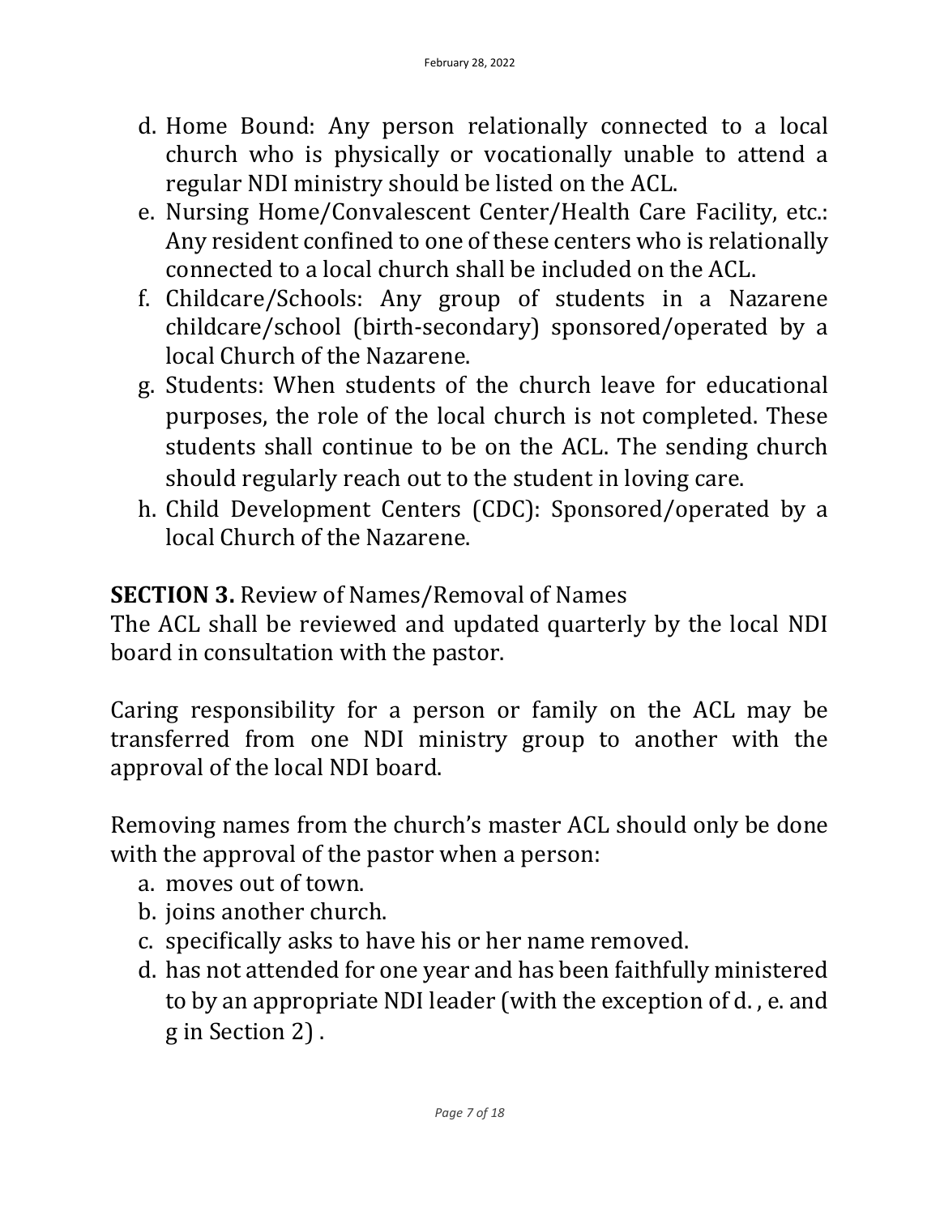d. Home Bound: Any person relationally connected to a local church who is physically or vocationally unable to attend a regular NDI ministry should be listed on the ACL.
e. Nursing Home/Convalescent Center/Health Care Facility, etc.: Any resident confined to one of these centers who is relationally connected to a local church shall be included on the ACL.
f. Childcare/Schools: Any group of students in a Nazarene childcare/school (birth-secondary) sponsored/operated by a local Church of the Nazarene.
g. Students: When students of the church leave for educational purposes, the role of the local church is not completed. These students shall continue to be on the ACL. The sending church should regularly reach out to the student in loving care.
h. Child Development Centers (CDC): Sponsored/operated by a local Church of the Nazarene.

**SECTION 3.** Review of Names/Removal of Names

The ACL shall be reviewed and updated quarterly by the local NDI board in consultation with the pastor.

Caring responsibility for a person or family on the ACL may be transferred from one NDI ministry group to another with the approval of the local NDI board.

Removing names from the church's master ACL should only be done with the approval of the pastor when a person:

a. moves out of town.
b. joins another church.
c. specifically asks to have his or her name removed.
d. has not attended for one year and has been faithfully ministered to by an appropriate NDI leader (with the exception of d. , e. and g in Section 2) .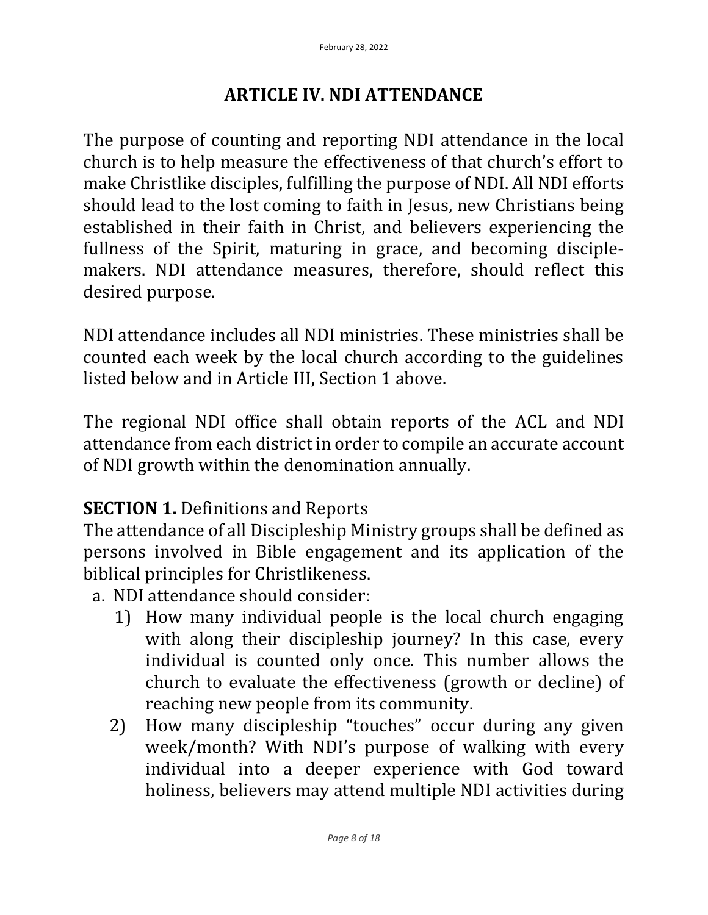## ARTICLE IV. NDI ATTENDANCE

The purpose of counting and reporting NDI attendance in the local church is to help measure the effectiveness of that church's effort to make Christlike disciples, fulfilling the purpose of NDI. All NDI efforts should lead to the lost coming to faith in Jesus, new Christians being established in their faith in Christ, and believers experiencing the fullness of the Spirit, maturing in grace, and becoming disciple-makers. NDI attendance measures, therefore, should reflect this desired purpose.

NDI attendance includes all NDI ministries. These ministries shall be counted each week by the local church according to the guidelines listed below and in Article III, Section 1 above.

The regional NDI office shall obtain reports of the ACL and NDI attendance from each district in order to compile an accurate account of NDI growth within the denomination annually.

**SECTION 1.** Definitions and Reports
The attendance of all Discipleship Ministry groups shall be defined as persons involved in Bible engagement and its application of the biblical principles for Christlikeness.

a. NDI attendance should consider:
   1) How many individual people is the local church engaging with along their discipleship journey? In this case, every individual is counted only once. This number allows the church to evaluate the effectiveness (growth or decline) of reaching new people from its community.
   2) How many discipleship "touches" occur during any given week/month? With NDI's purpose of walking with every individual into a deeper experience with God toward holiness, believers may attend multiple NDI activities during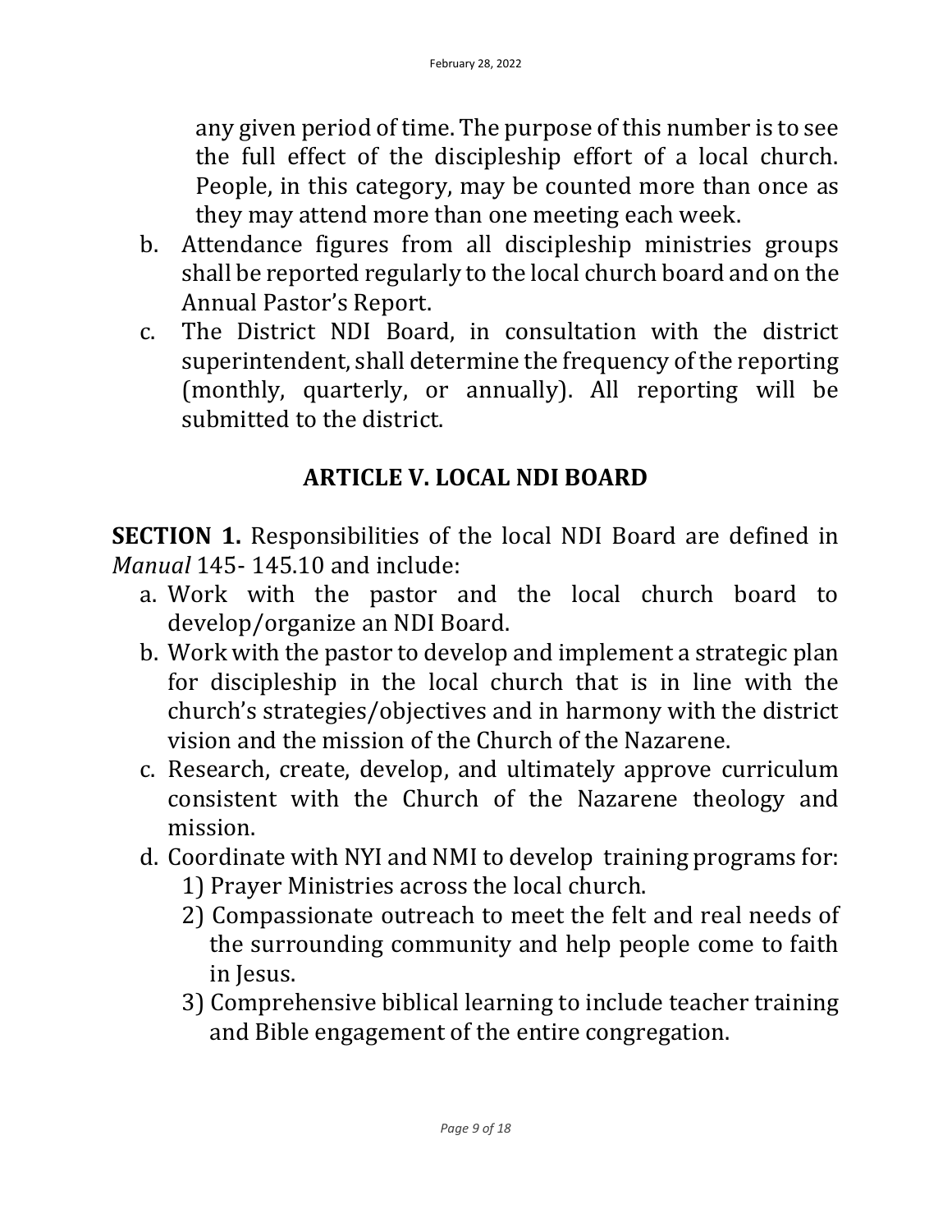any given period of time. The purpose of this number is to see the full effect of the discipleship effort of a local church. People, in this category, may be counted more than once as they may attend more than one meeting each week.

b. Attendance figures from all discipleship ministries groups shall be reported regularly to the local church board and on the Annual Pastor's Report.
c. The District NDI Board, in consultation with the district superintendent, shall determine the frequency of the reporting (monthly, quarterly, or annually). All reporting will be submitted to the district.

## ARTICLE V. LOCAL NDI BOARD

**SECTION 1.** Responsibilities of the local NDI Board are defined in *Manual* 145- 145.10 and include:

a. Work with the pastor and the local church board to develop/organize an NDI Board.
b. Work with the pastor to develop and implement a strategic plan for discipleship in the local church that is in line with the church's strategies/objectives and in harmony with the district vision and the mission of the Church of the Nazarene.
c. Research, create, develop, and ultimately approve curriculum consistent with the Church of the Nazarene theology and mission.
d. Coordinate with NYI and NMI to develop training programs for:
    1) Prayer Ministries across the local church.
    2) Compassionate outreach to meet the felt and real needs of the surrounding community and help people come to faith in Jesus.
    3) Comprehensive biblical learning to include teacher training and Bible engagement of the entire congregation.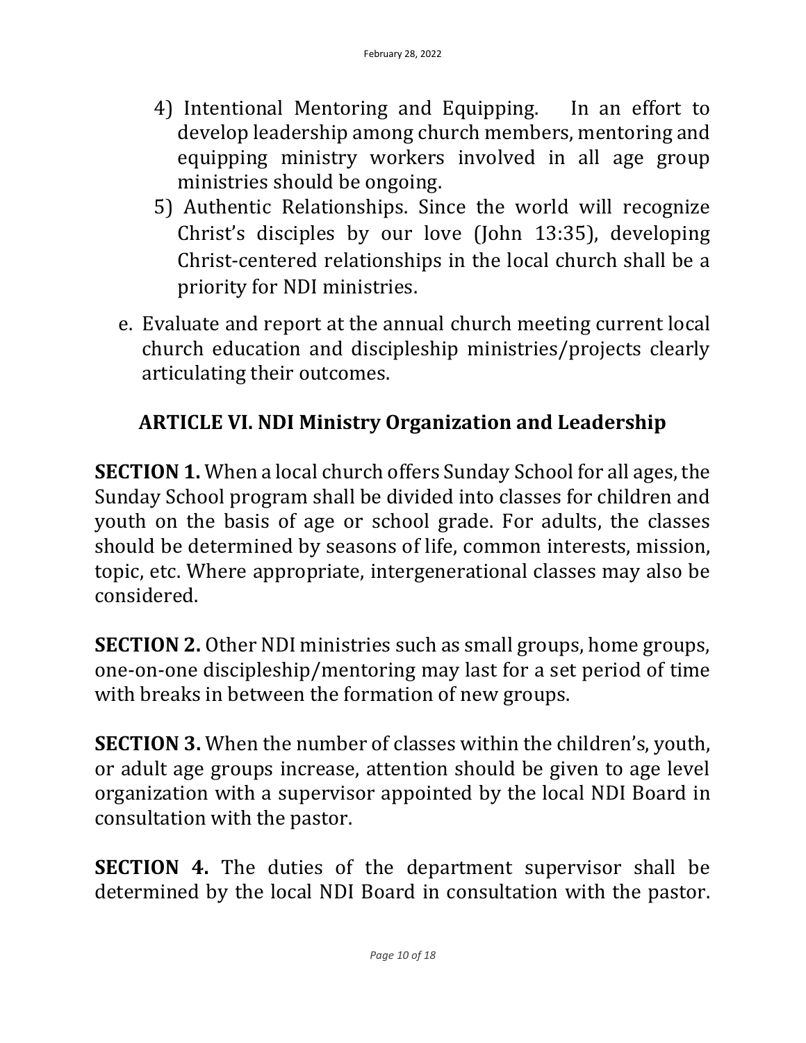4) Intentional Mentoring and Equipping. In an effort to develop leadership among church members, mentoring and equipping ministry workers involved in all age group ministries should be ongoing.
5) Authentic Relationships. Since the world will recognize Christ's disciples by our love (John 13:35), developing Christ-centered relationships in the local church shall be a priority for NDI ministries.

e. Evaluate and report at the annual church meeting current local church education and discipleship ministries/projects clearly articulating their outcomes.

## ARTICLE VI. NDI Ministry Organization and Leadership

**SECTION 1.** When a local church offers Sunday School for all ages, the Sunday School program shall be divided into classes for children and youth on the basis of age or school grade. For adults, the classes should be determined by seasons of life, common interests, mission, topic, etc. Where appropriate, intergenerational classes may also be considered.

**SECTION 2.** Other NDI ministries such as small groups, home groups, one-on-one discipleship/mentoring may last for a set period of time with breaks in between the formation of new groups.

**SECTION 3.** When the number of classes within the children's, youth, or adult age groups increase, attention should be given to age level organization with a supervisor appointed by the local NDI Board in consultation with the pastor.

**SECTION 4.** The duties of the department supervisor shall be determined by the local NDI Board in consultation with the pastor.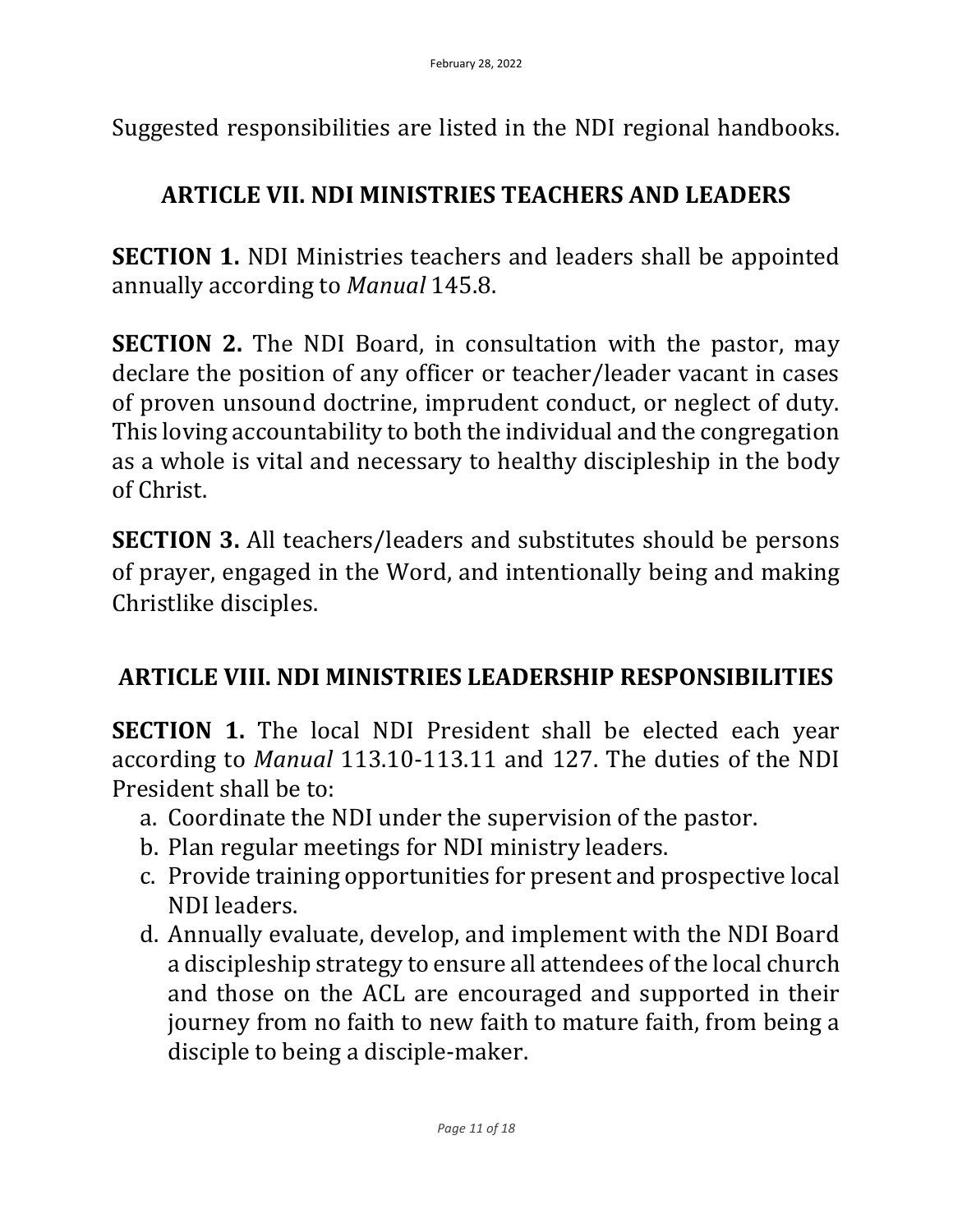Suggested responsibilities are listed in the NDI regional handbooks.

## ARTICLE VII. NDI MINISTRIES TEACHERS AND LEADERS

**SECTION 1.** NDI Ministries teachers and leaders shall be appointed annually according to *Manual* 145.8.

**SECTION 2.** The NDI Board, in consultation with the pastor, may declare the position of any officer or teacher/leader vacant in cases of proven unsound doctrine, imprudent conduct, or neglect of duty. This loving accountability to both the individual and the congregation as a whole is vital and necessary to healthy discipleship in the body of Christ.

**SECTION 3.** All teachers/leaders and substitutes should be persons of prayer, engaged in the Word, and intentionally being and making Christlike disciples.

## ARTICLE VIII. NDI MINISTRIES LEADERSHIP RESPONSIBILITIES

**SECTION 1.** The local NDI President shall be elected each year according to *Manual* 113.10-113.11 and 127. The duties of the NDI President shall be to:

a. Coordinate the NDI under the supervision of the pastor.
b. Plan regular meetings for NDI ministry leaders.
c. Provide training opportunities for present and prospective local NDI leaders.
d. Annually evaluate, develop, and implement with the NDI Board a discipleship strategy to ensure all attendees of the local church and those on the ACL are encouraged and supported in their journey from no faith to new faith to mature faith, from being a disciple to being a disciple-maker.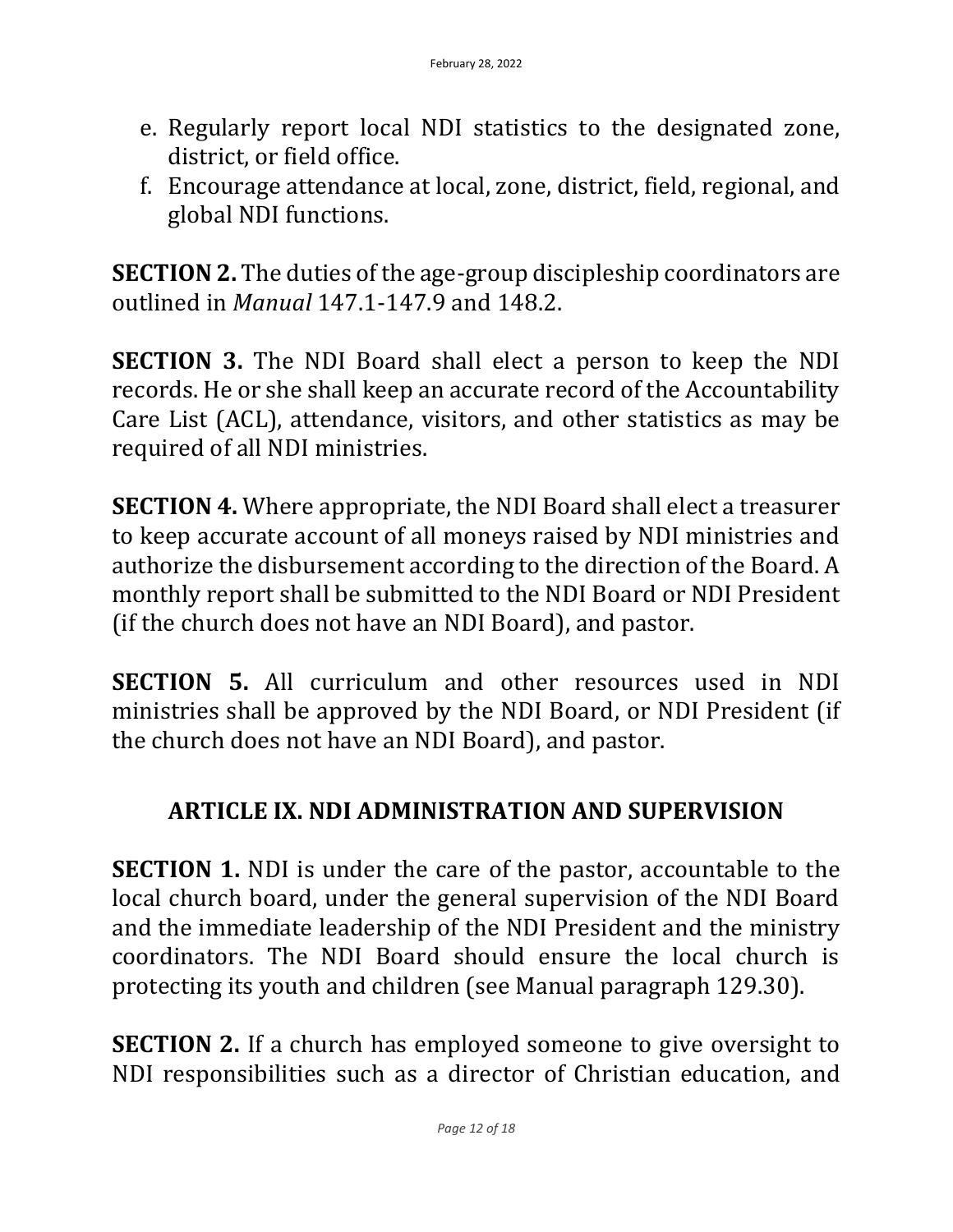e. Regularly report local NDI statistics to the designated zone, district, or field office.
f. Encourage attendance at local, zone, district, field, regional, and global NDI functions.

**SECTION 2.** The duties of the age-group discipleship coordinators are outlined in *Manual* 147.1-147.9 and 148.2.

**SECTION 3.** The NDI Board shall elect a person to keep the NDI records. He or she shall keep an accurate record of the Accountability Care List (ACL), attendance, visitors, and other statistics as may be required of all NDI ministries.

**SECTION 4.** Where appropriate, the NDI Board shall elect a treasurer to keep accurate account of all moneys raised by NDI ministries and authorize the disbursement according to the direction of the Board. A monthly report shall be submitted to the NDI Board or NDI President (if the church does not have an NDI Board), and pastor.

**SECTION 5.** All curriculum and other resources used in NDI ministries shall be approved by the NDI Board, or NDI President (if the church does not have an NDI Board), and pastor.

## ARTICLE IX. NDI ADMINISTRATION AND SUPERVISION

**SECTION 1.** NDI is under the care of the pastor, accountable to the local church board, under the general supervision of the NDI Board and the immediate leadership of the NDI President and the ministry coordinators. The NDI Board should ensure the local church is protecting its youth and children (see Manual paragraph 129.30).

**SECTION 2.** If a church has employed someone to give oversight to NDI responsibilities such as a director of Christian education, and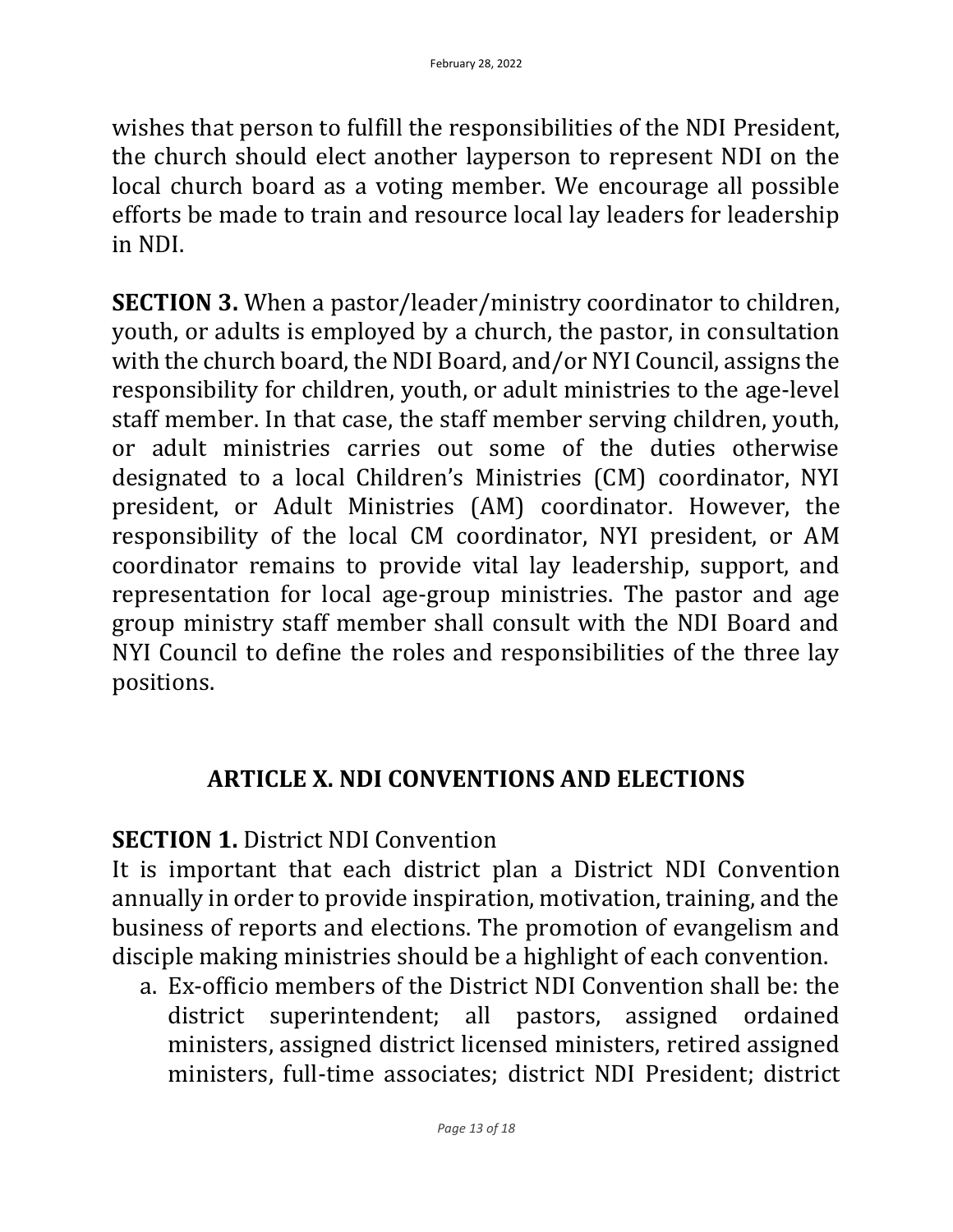wishes that person to fulfill the responsibilities of the NDI President, the church should elect another layperson to represent NDI on the local church board as a voting member. We encourage all possible efforts be made to train and resource local lay leaders for leadership in NDI.

**SECTION 3.** When a pastor/leader/ministry coordinator to children, youth, or adults is employed by a church, the pastor, in consultation with the church board, the NDI Board, and/or NYI Council, assigns the responsibility for children, youth, or adult ministries to the age-level staff member. In that case, the staff member serving children, youth, or adult ministries carries out some of the duties otherwise designated to a local Children's Ministries (CM) coordinator, NYI president, or Adult Ministries (AM) coordinator. However, the responsibility of the local CM coordinator, NYI president, or AM coordinator remains to provide vital lay leadership, support, and representation for local age-group ministries. The pastor and age group ministry staff member shall consult with the NDI Board and NYI Council to define the roles and responsibilities of the three lay positions.

## ARTICLE X. NDI CONVENTIONS AND ELECTIONS

**SECTION 1.** District NDI Convention

It is important that each district plan a District NDI Convention annually in order to provide inspiration, motivation, training, and the business of reports and elections. The promotion of evangelism and disciple making ministries should be a highlight of each convention.

a. Ex-officio members of the District NDI Convention shall be: the district superintendent; all pastors, assigned ordained ministers, assigned district licensed ministers, retired assigned ministers, full-time associates; district NDI President; district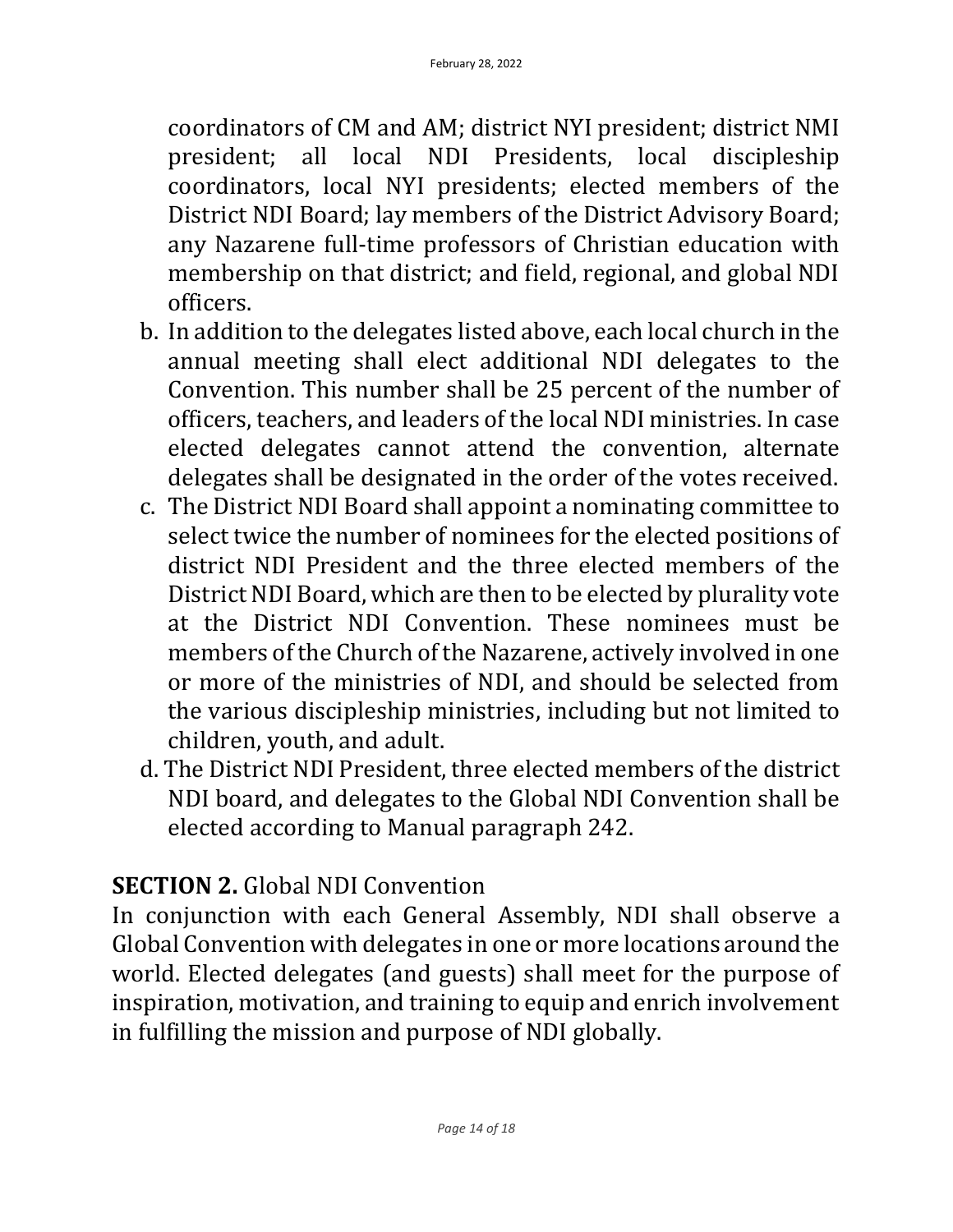coordinators of CM and AM; district NYI president; district NMI president; all local NDI Presidents, local discipleship coordinators, local NYI presidents; elected members of the District NDI Board; lay members of the District Advisory Board; any Nazarene full-time professors of Christian education with membership on that district; and field, regional, and global NDI officers.

b. In addition to the delegates listed above, each local church in the annual meeting shall elect additional NDI delegates to the Convention. This number shall be 25 percent of the number of officers, teachers, and leaders of the local NDI ministries. In case elected delegates cannot attend the convention, alternate delegates shall be designated in the order of the votes received.

c. The District NDI Board shall appoint a nominating committee to select twice the number of nominees for the elected positions of district NDI President and the three elected members of the District NDI Board, which are then to be elected by plurality vote at the District NDI Convention. These nominees must be members of the Church of the Nazarene, actively involved in one or more of the ministries of NDI, and should be selected from the various discipleship ministries, including but not limited to children, youth, and adult.

d. The District NDI President, three elected members of the district NDI board, and delegates to the Global NDI Convention shall be elected according to Manual paragraph 242.

## **SECTION 2.** Global NDI Convention

In conjunction with each General Assembly, NDI shall observe a Global Convention with delegates in one or more locations around the world. Elected delegates (and guests) shall meet for the purpose of inspiration, motivation, and training to equip and enrich involvement in fulfilling the mission and purpose of NDI globally.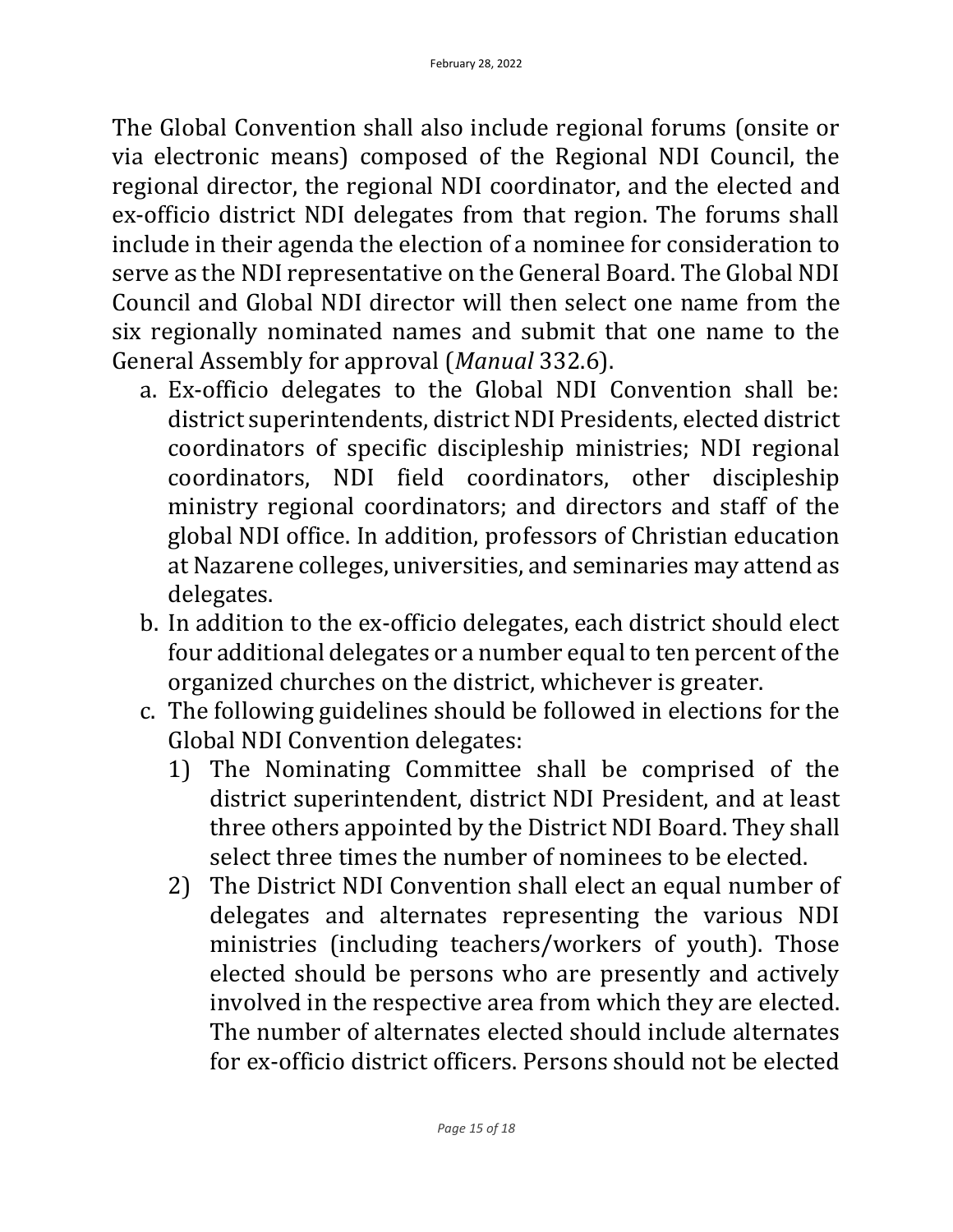The Global Convention shall also include regional forums (onsite or via electronic means) composed of the Regional NDI Council, the regional director, the regional NDI coordinator, and the elected and ex-officio district NDI delegates from that region. The forums shall include in their agenda the election of a nominee for consideration to serve as the NDI representative on the General Board. The Global NDI Council and Global NDI director will then select one name from the six regionally nominated names and submit that one name to the General Assembly for approval (*Manual* 332.6).

a. Ex-officio delegates to the Global NDI Convention shall be: district superintendents, district NDI Presidents, elected district coordinators of specific discipleship ministries; NDI regional coordinators, NDI field coordinators, other discipleship ministry regional coordinators; and directors and staff of the global NDI office. In addition, professors of Christian education at Nazarene colleges, universities, and seminaries may attend as delegates.
b. In addition to the ex-officio delegates, each district should elect four additional delegates or a number equal to ten percent of the organized churches on the district, whichever is greater.
c. The following guidelines should be followed in elections for the Global NDI Convention delegates:
   1) The Nominating Committee shall be comprised of the district superintendent, district NDI President, and at least three others appointed by the District NDI Board. They shall select three times the number of nominees to be elected.
   2) The District NDI Convention shall elect an equal number of delegates and alternates representing the various NDI ministries (including teachers/workers of youth). Those elected should be persons who are presently and actively involved in the respective area from which they are elected. The number of alternates elected should include alternates for ex-officio district officers. Persons should not be elected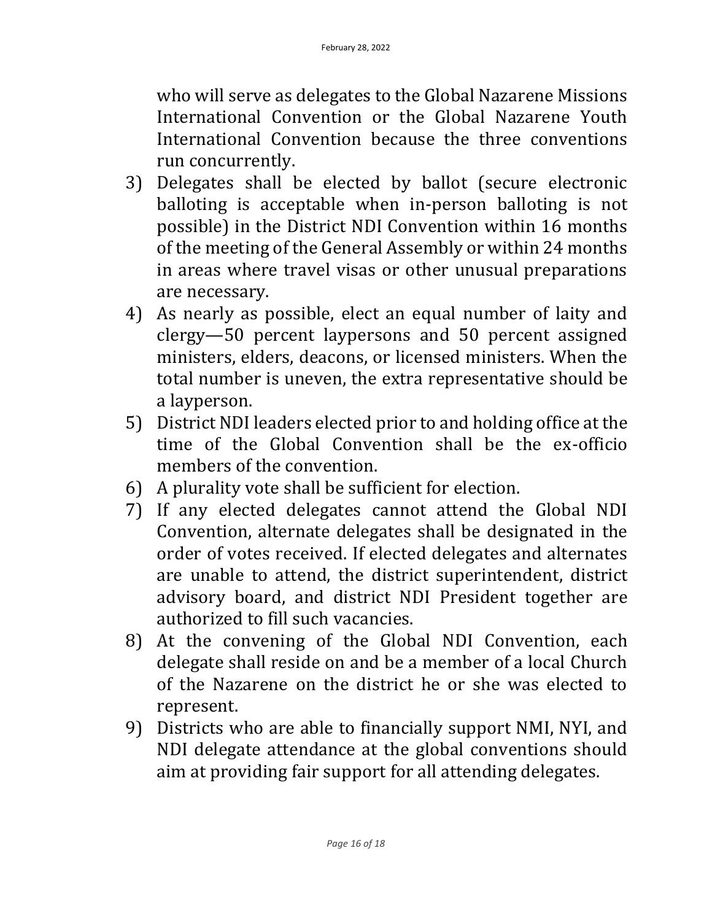who will serve as delegates to the Global Nazarene Missions International Convention or the Global Nazarene Youth International Convention because the three conventions run concurrently.

3) Delegates shall be elected by ballot (secure electronic balloting is acceptable when in-person balloting is not possible) in the District NDI Convention within 16 months of the meeting of the General Assembly or within 24 months in areas where travel visas or other unusual preparations are necessary.
4) As nearly as possible, elect an equal number of laity and clergy—50 percent laypersons and 50 percent assigned ministers, elders, deacons, or licensed ministers. When the total number is uneven, the extra representative should be a layperson.
5) District NDI leaders elected prior to and holding office at the time of the Global Convention shall be the ex-officio members of the convention.
6) A plurality vote shall be sufficient for election.
7) If any elected delegates cannot attend the Global NDI Convention, alternate delegates shall be designated in the order of votes received. If elected delegates and alternates are unable to attend, the district superintendent, district advisory board, and district NDI President together are authorized to fill such vacancies.
8) At the convening of the Global NDI Convention, each delegate shall reside on and be a member of a local Church of the Nazarene on the district he or she was elected to represent.
9) Districts who are able to financially support NMI, NYI, and NDI delegate attendance at the global conventions should aim at providing fair support for all attending delegates.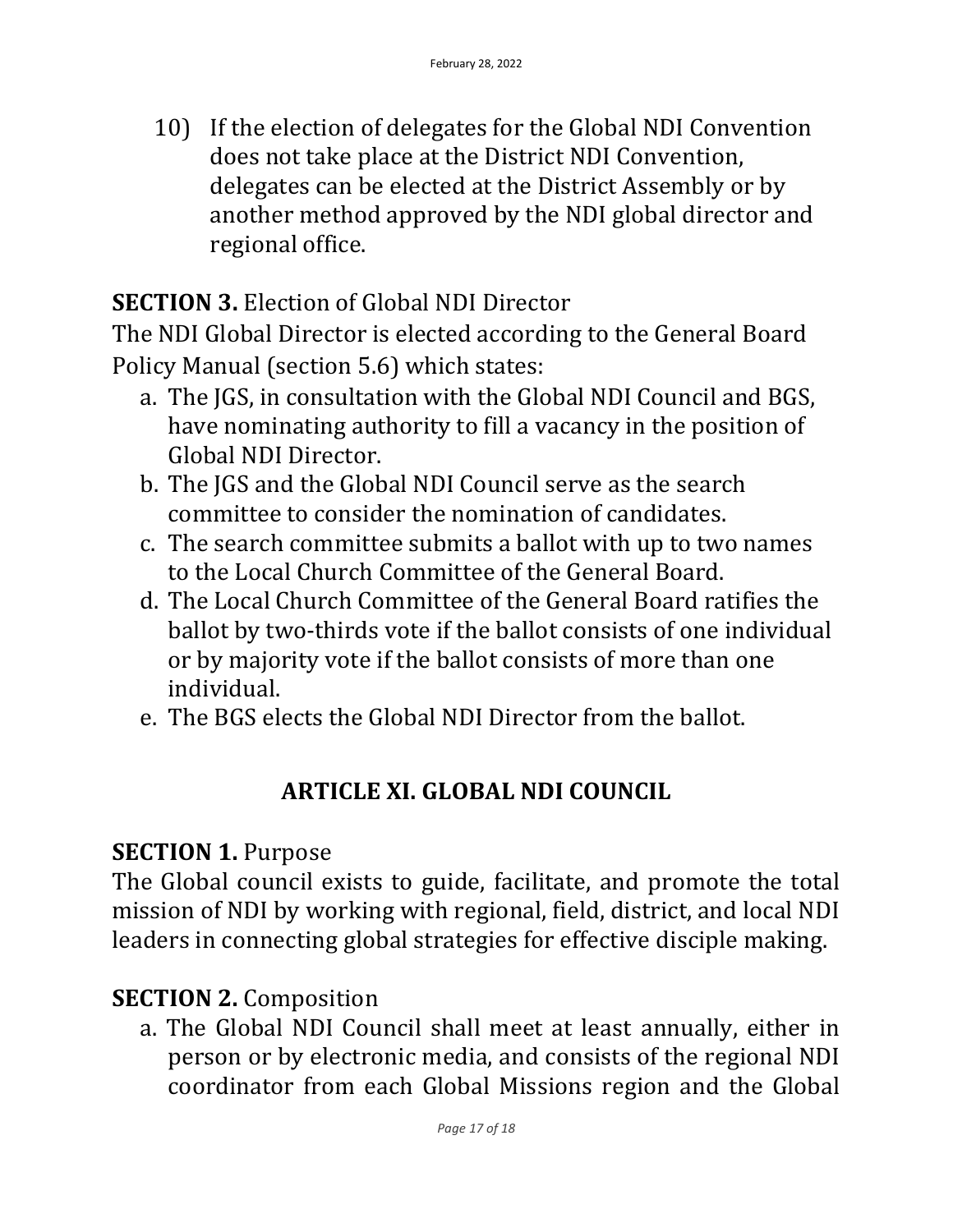10) If the election of delegates for the Global NDI Convention does not take place at the District NDI Convention, delegates can be elected at the District Assembly or by another method approved by the NDI global director and regional office.

**SECTION 3.** Election of Global NDI Director

The NDI Global Director is elected according to the General Board Policy Manual (section 5.6) which states:

a. The JGS, in consultation with the Global NDI Council and BGS, have nominating authority to fill a vacancy in the position of Global NDI Director.
b. The JGS and the Global NDI Council serve as the search committee to consider the nomination of candidates.
c. The search committee submits a ballot with up to two names to the Local Church Committee of the General Board.
d. The Local Church Committee of the General Board ratifies the ballot by two-thirds vote if the ballot consists of one individual or by majority vote if the ballot consists of more than one individual.
e. The BGS elects the Global NDI Director from the ballot.

## ARTICLE XI. GLOBAL NDI COUNCIL

**SECTION 1.** Purpose

The Global council exists to guide, facilitate, and promote the total mission of NDI by working with regional, field, district, and local NDI leaders in connecting global strategies for effective disciple making.

**SECTION 2.** Composition

a. The Global NDI Council shall meet at least annually, either in person or by electronic media, and consists of the regional NDI coordinator from each Global Missions region and the Global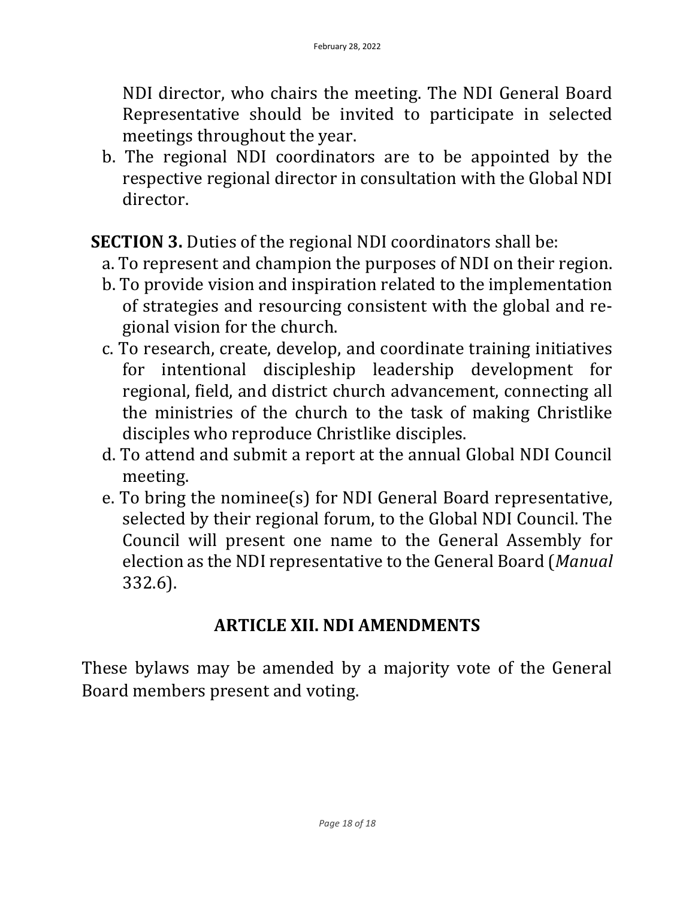NDI director, who chairs the meeting. The NDI General Board Representative should be invited to participate in selected meetings throughout the year.

b. The regional NDI coordinators are to be appointed by the respective regional director in consultation with the Global NDI director.

**SECTION 3.** Duties of the regional NDI coordinators shall be:

a. To represent and champion the purposes of NDI on their region.

b. To provide vision and inspiration related to the implementation of strategies and resourcing consistent with the global and regional vision for the church.

c. To research, create, develop, and coordinate training initiatives for intentional discipleship leadership development for regional, field, and district church advancement, connecting all the ministries of the church to the task of making Christlike disciples who reproduce Christlike disciples.

d. To attend and submit a report at the annual Global NDI Council meeting.

e. To bring the nominee(s) for NDI General Board representative, selected by their regional forum, to the Global NDI Council. The Council will present one name to the General Assembly for election as the NDI representative to the General Board (*Manual* 332.6).

## ARTICLE XII. NDI AMENDMENTS

These bylaws may be amended by a majority vote of the General Board members present and voting.